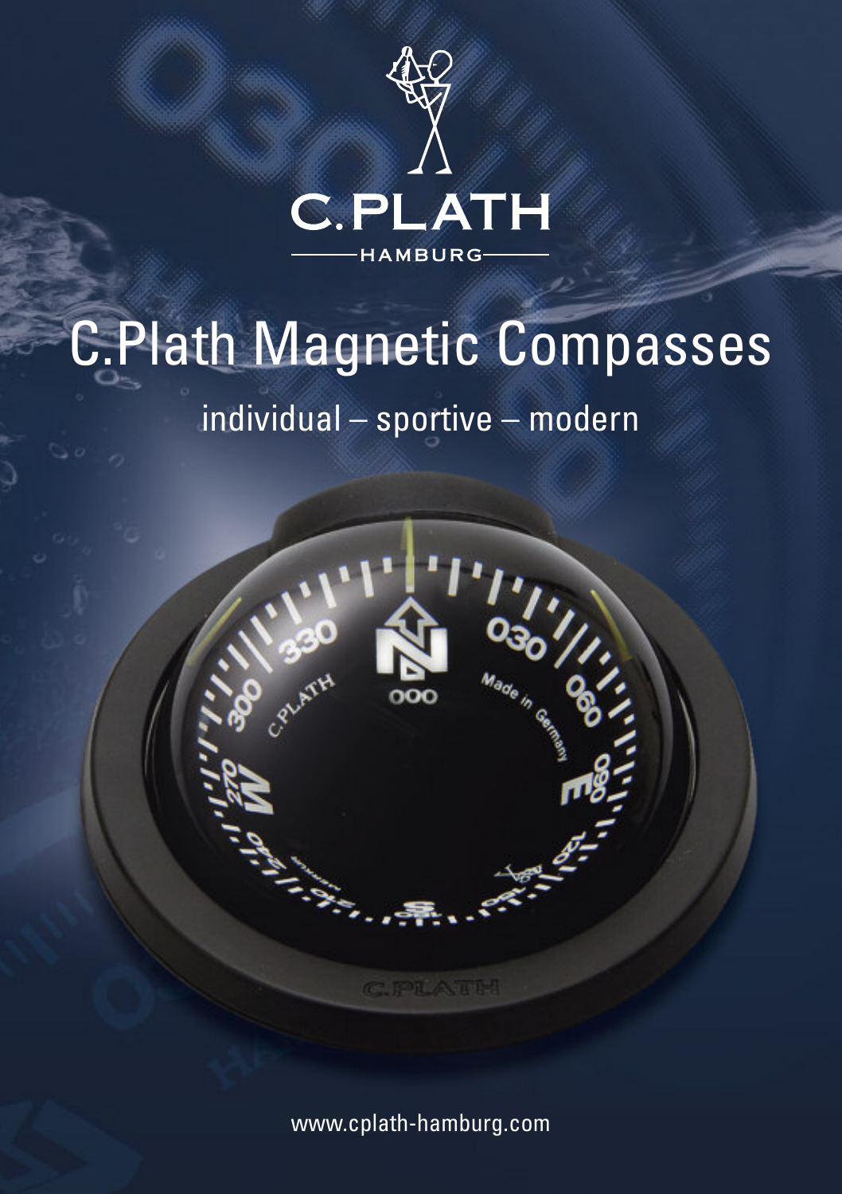C.PLATH

HAMBURG

# C.Plath Magnetic Compasses

individual – sportive – modern

www.cplath-hamburg.com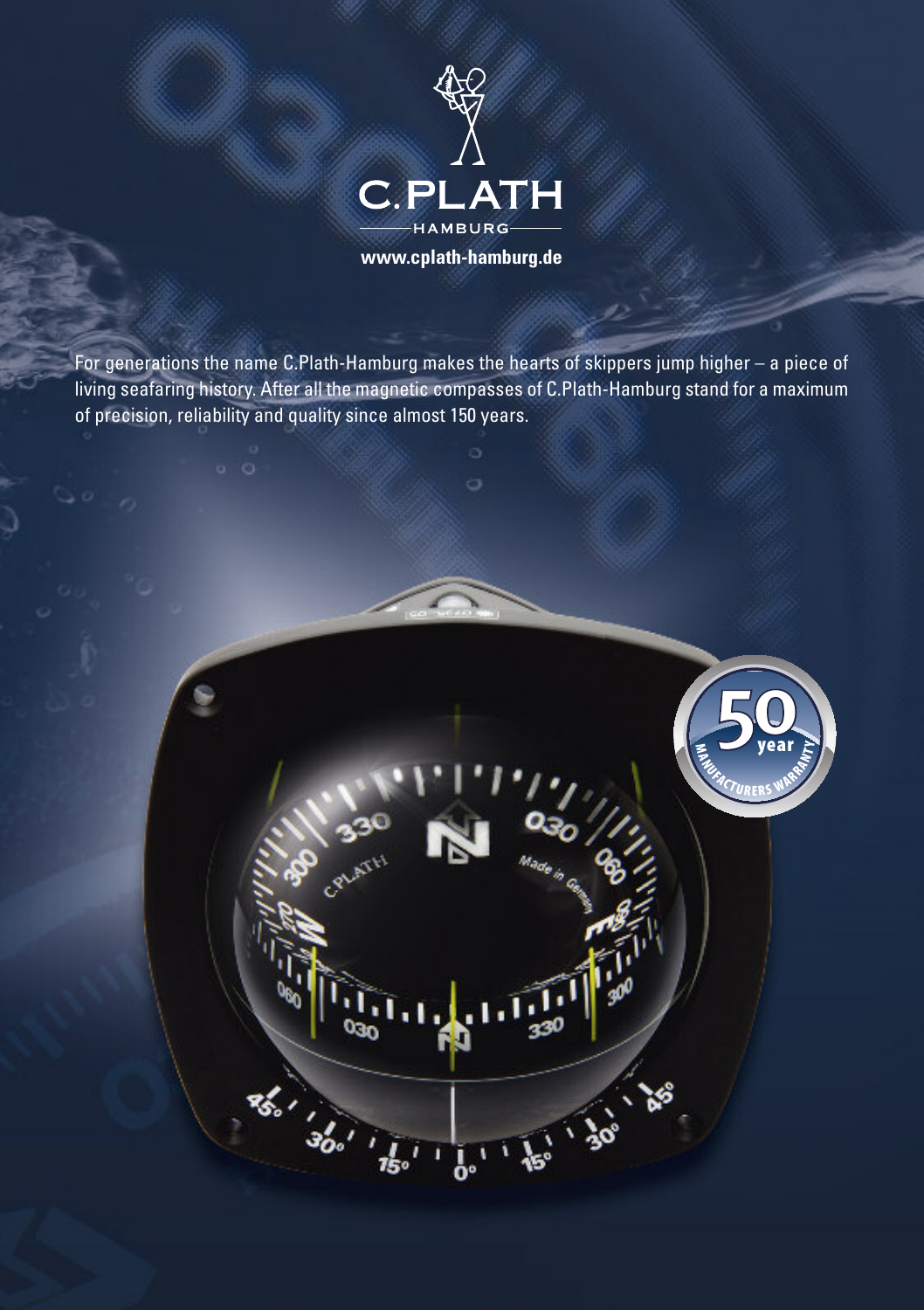C.PLATH

HAMBURG

www.cplath-hamburg.de

For generations the name C.Plath-Hamburg makes the hearts of skippers jump higher – a piece of living seafaring history. After all the magnetic compasses of C.Plath-Hamburg stand for a maximum of precision, reliability and quality since almost 150 years.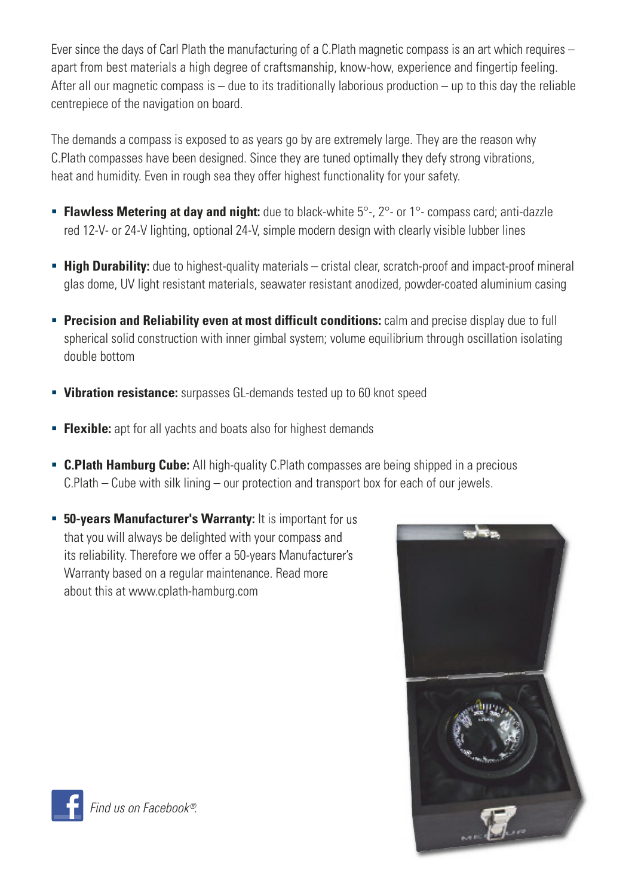Ever since the days of Carl Plath the manufacturing of a C.Plath magnetic compass is an art which requires – apart from best materials a high degree of craftsmanship, know-how, experience and fingertip feeling. After all our magnetic compass is – due to its traditionally laborious production – up to this day the reliable centrepiece of the navigation on board.

The demands a compass is exposed to as years go by are extremely large. They are the reason why C.Plath compasses have been designed. Since they are tuned optimally they defy strong vibrations, heat and humidity. Even in rough sea they offer highest functionality for your safety.

- **Flawless Metering at day and night:** due to black-white 5°-, 2°- or 1°- compass card; anti-dazzle red 12-V- or 24-V lighting, optional 24-V, simple modern design with clearly visible lubber lines
- **High Durability:** due to highest-quality materials – cristal clear, scratch-proof and impact-proof mineral glas dome, UV light resistant materials, seawater resistant anodized, powder-coated aluminium casing
- **Precision and Reliability even at most difficult conditions:** calm and precise display due to full spherical solid construction with inner gimbal system; volume equilibrium through oscillation isolating double bottom
- **Vibration resistance:** surpasses GL-demands tested up to 60 knot speed
- **Flexible:** apt for all yachts and boats also for highest demands
- **C.Plath Hamburg Cube:** All high-quality C.Plath compasses are being shipped in a precious C.Plath – Cube with silk lining – our protection and transport box for each of our jewels.
- **50-years Manufacturer's Warranty:** It is important for us that you will always be delighted with your compass and its reliability. Therefore we offer a 50-years Manufacturer's Warranty based on a regular maintenance. Read more about this at www.cplath-hamburg.com

*Find us on Facebook®.*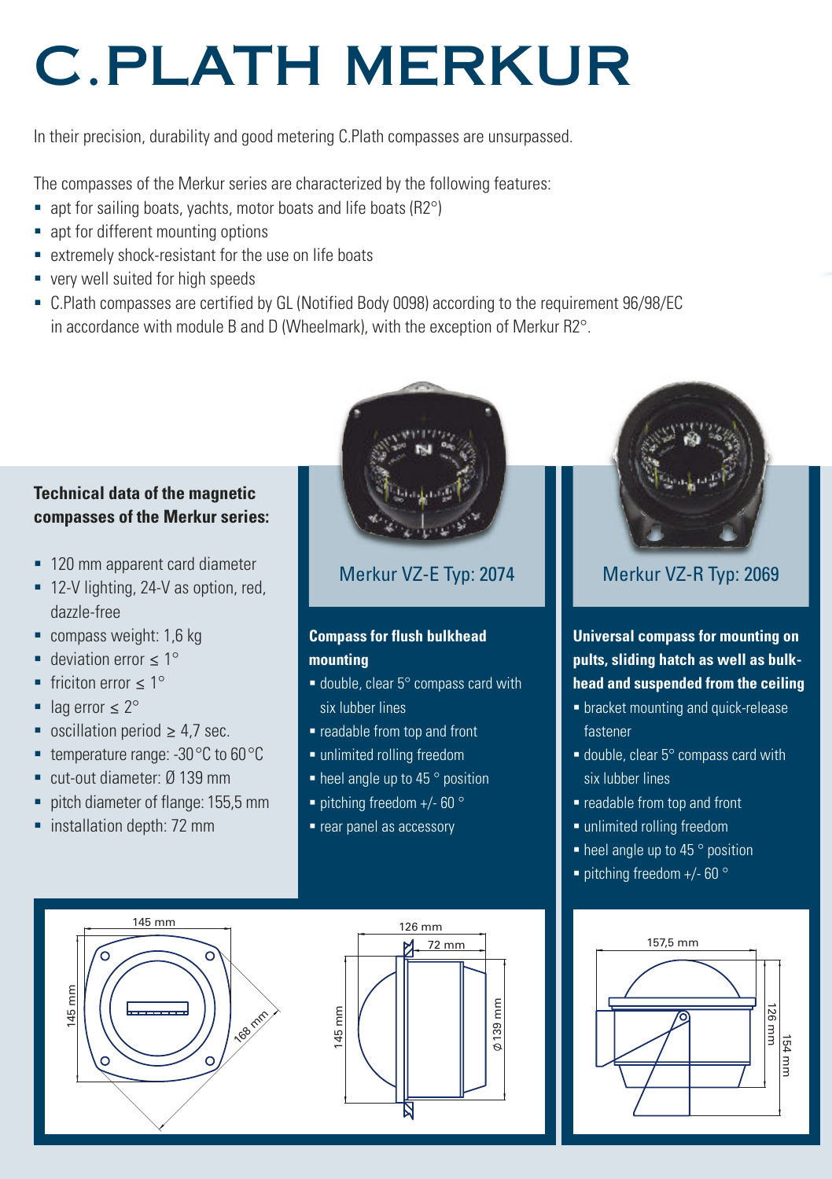# C.PLATH MERKUR

In their precision, durability and good metering C.Plath compasses are unsurpassed.

The compasses of the Merkur series are characterized by the following features:

- apt for sailing boats, yachts, motor boats and life boats (R2°)
- apt for different mounting options
- extremely shock-resistant for the use on life boats
- very well suited for high speeds
- C.Plath compasses are certified by GL (Notified Body 0098) according to the requirement 96/98/EC in accordance with module B and D (Wheelmark), with the exception of Merkur R2°.

**Technical data of the magnetic compasses of the Merkur series:**

- 120 mm apparent card diameter
- 12-V lighting, 24-V as option, red, dazzle-free
- compass weight: 1,6 kg
- deviation error ≤ 1°
- friciton error ≤ 1°
- lag error ≤ 2°
- oscillation period ≥ 4,7 sec.
- temperature range: -30 °C to 60 °C
- cut-out diameter: Ø 139 mm
- pitch diameter of flange: 155,5 mm
- installation depth: 72 mm

## Merkur VZ-E Typ: 2074

**Compass for flush bulkhead mounting**

- double, clear 5° compass card with six lubber lines
- readable from top and front
- unlimited rolling freedom
- heel angle up to 45 ° position
- pitching freedom +/- 60 °
- rear panel as accessory

## Merkur VZ-R Typ: 2069

**Universal compass for mounting on pults, sliding hatch as well as bulkhead and suspended from the ceiling**

- bracket mounting and quick-release fastener
- double, clear 5° compass card with six lubber lines
- readable from top and front
- unlimited rolling freedom
- heel angle up to 45 ° position
- pitching freedom +/- 60 °

145 mm, 145 mm, 168 mm

126 mm, 72 mm, 145 mm, Ø 139 mm

157,5 mm, 126 mm, 154 mm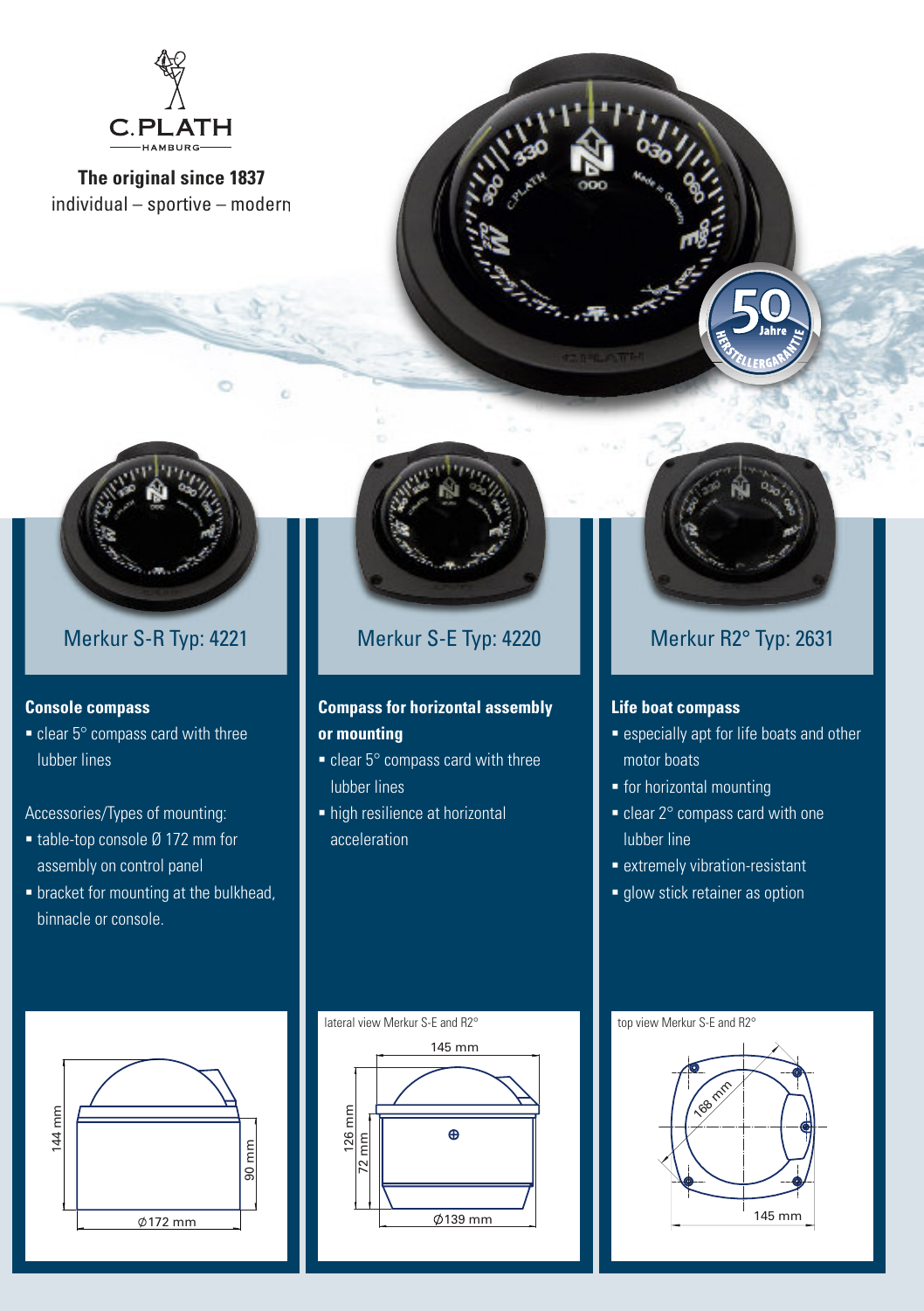C.PLATH
HAMBURG

**The original since 1837**
individual – sportive – modern

50 Jahre HERSTELLERGARANTIE

## Merkur S-R Typ: 4221

### Console compass

- clear 5° compass card with three lubber lines

Accessories/Types of mounting:

- table-top console Ø 172 mm for assembly on control panel
- bracket for mounting at the bulkhead, binnacle or console.

144 mm
90 mm
Ø172 mm

## Merkur S-E Typ: 4220

### Compass for horizontal assembly or mounting

- clear 5° compass card with three lubber lines
- high resilience at horizontal acceleration

lateral view Merkur S-E and R2°

145 mm
126 mm
72 mm
Ø139 mm

## Merkur R2° Typ: 2631

### Life boat compass

- especially apt for life boats and other motor boats
- for horizontal mounting
- clear 2° compass card with one lubber line
- extremely vibration-resistant
- glow stick retainer as option

top view Merkur S-E and R2°

168 mm
145 mm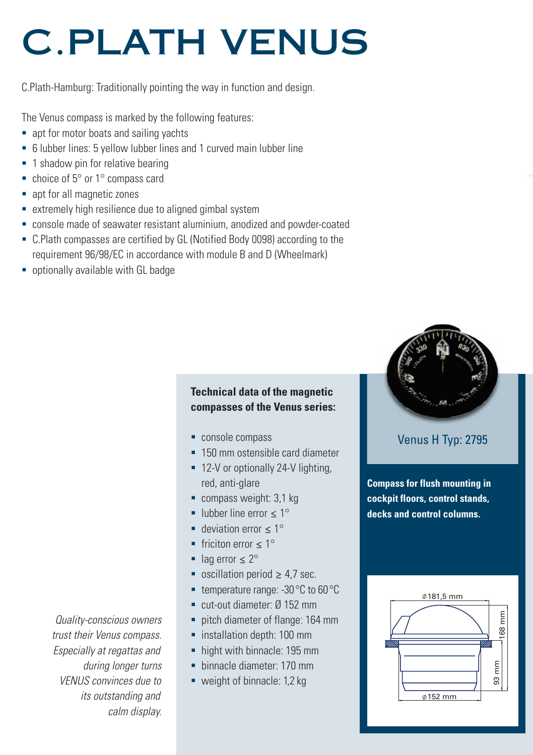# C.PLATH VENUS

C.Plath-Hamburg: Traditionally pointing the way in function and design.

The Venus compass is marked by the following features:

- apt for motor boats and sailing yachts
- 6 lubber lines: 5 yellow lubber lines and 1 curved main lubber line
- 1 shadow pin for relative bearing
- choice of 5° or 1° compass card
- apt for all magnetic zones
- extremely high resilience due to aligned gimbal system
- console made of seawater resistant aluminium, anodized and powder-coated
- C.Plath compasses are certified by GL (Notified Body 0098) according to the requirement 96/98/EC in accordance with module B and D (Wheelmark)
- optionally available with GL badge

### Technical data of the magnetic compasses of the Venus series:

- console compass
- 150 mm ostensible card diameter
- 12-V or optionally 24-V lighting, red, anti-glare
- compass weight: 3,1 kg
- lubber line error ≤ 1°
- deviation error ≤ 1°
- friciton error ≤ 1°
- lag error ≤ 2°
- oscillation period ≥ 4,7 sec.
- temperature range: -30 °C to 60 °C
- cut-out diameter: Ø 152 mm
- pitch diameter of flange: 164 mm
- installation depth: 100 mm
- hight with binnacle: 195 mm
- binnacle diameter: 170 mm
- weight of binnacle: 1,2 kg

Venus H Typ: 2795

**Compass for flush mounting in cockpit floors, control stands, decks and control columns.**

ø181,5 mm
168 mm
93 mm
ø152 mm

*Quality-conscious owners trust their Venus compass. Especially at regattas and during longer turns VENUS convinces due to its outstanding and calm display.*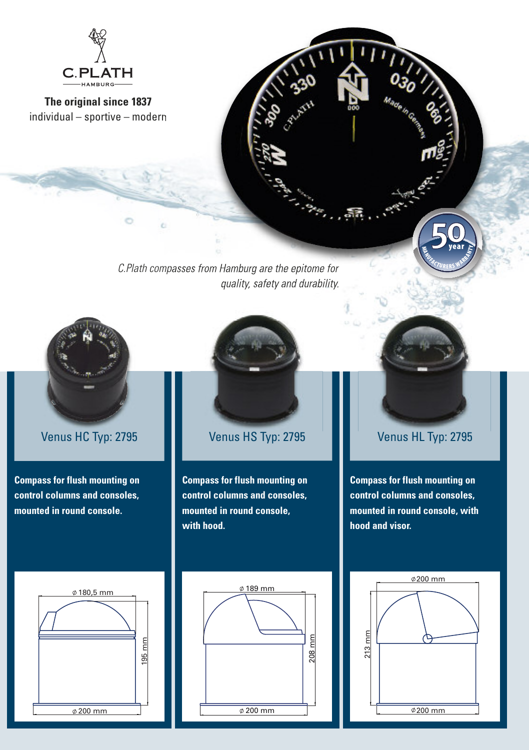C.PLATH
HAMBURG

**The original since 1837**
individual – sportive – modern

*C.Plath compasses from Hamburg are the epitome for quality, safety and durability.*

50 year MANUFACTURERS WARRANTY

## Venus HC Typ: 2795

**Compass for flush mounting on control columns and consoles, mounted in round console.**

⌀ 180,5 mm
195 mm
⌀ 200 mm

## Venus HS Typ: 2795

**Compass for flush mounting on control columns and consoles, mounted in round console, with hood.**

⌀ 189 mm
208 mm
⌀ 200 mm

## Venus HL Typ: 2795

**Compass for flush mounting on control columns and consoles, mounted in round console, with hood and visor.**

⌀200 mm
213 mm
⌀200 mm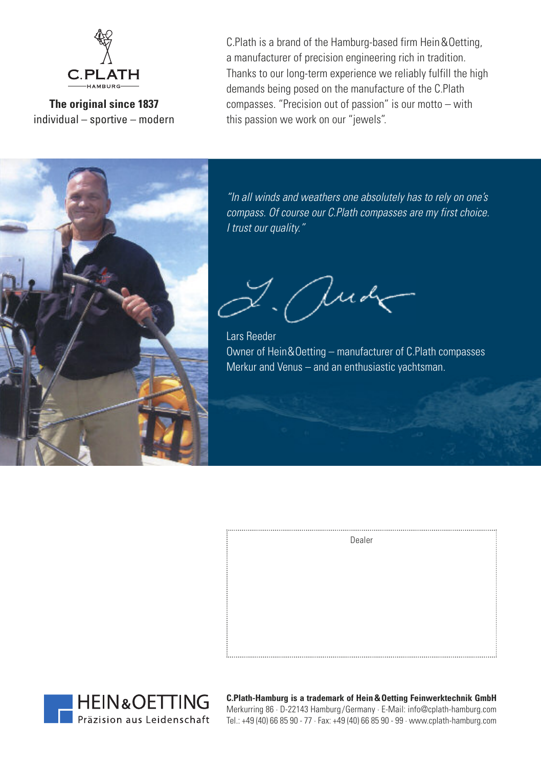C.PLATH
HAMBURG

**The original since 1837**
individual – sportive – modern

C.Plath is a brand of the Hamburg-based firm Hein & Oetting, a manufacturer of precision engineering rich in tradition. Thanks to our long-term experience we reliably fulfill the high demands being posed on the manufacture of the C.Plath compasses. "Precision out of passion" is our motto – with this passion we work on our "jewels".

*"In all winds and weathers one absolutely has to rely on one's compass. Of course our C.Plath compasses are my first choice. I trust our quality."*

Lars Reeder
Owner of Hein & Oetting – manufacturer of C.Plath compasses Merkur and Venus – and an enthusiastic yachtsman.

Dealer

HEIN & OETTING
Präzision aus Leidenschaft

**C.Plath-Hamburg is a trademark of Hein & Oetting Feinwerktechnik GmbH**
Merkurring 86 · D-22143 Hamburg / Germany · E-Mail: info@cplath-hamburg.com
Tel.: +49 (40) 66 85 90 - 77 · Fax: +49 (40) 66 85 90 - 99 · www.cplath-hamburg.com